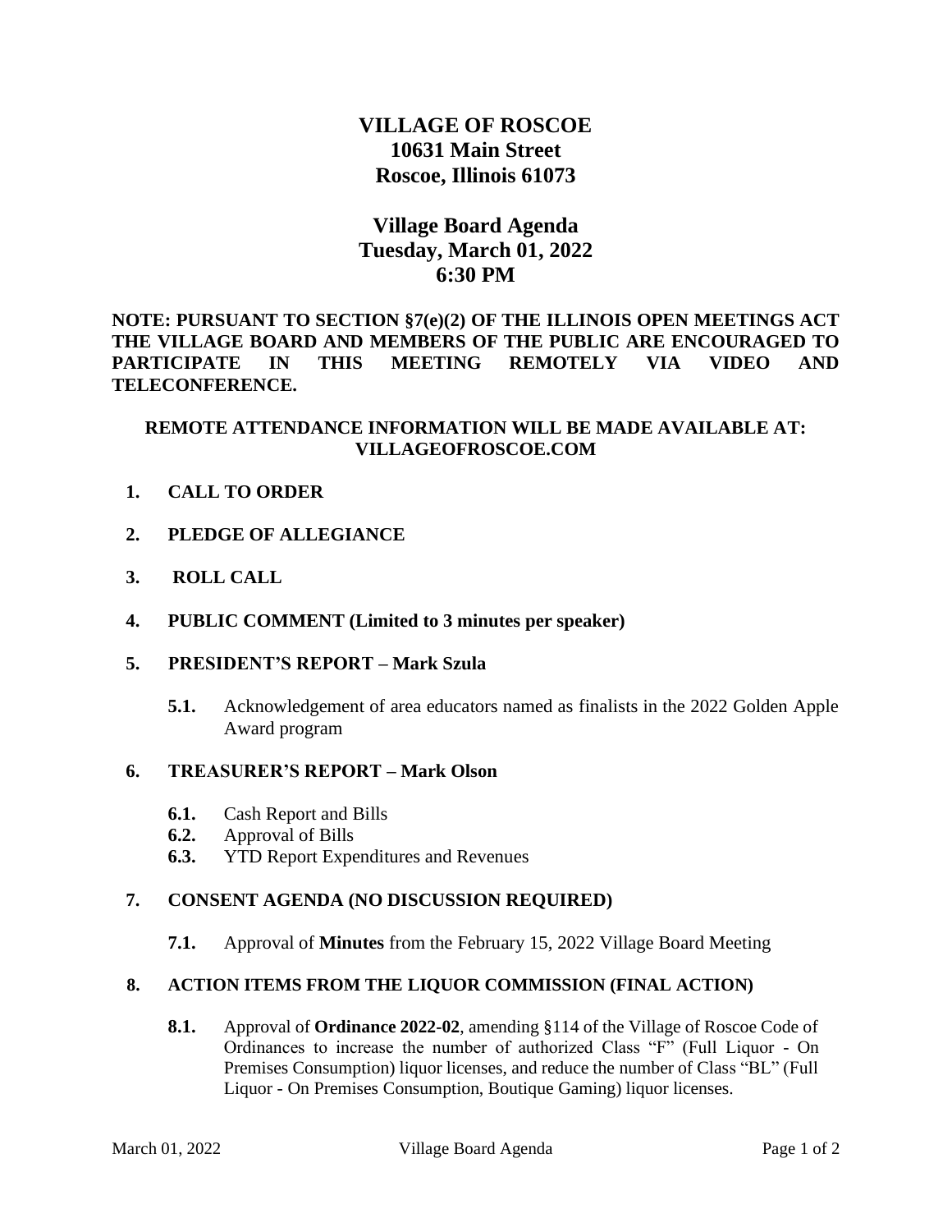# VILLAGE OF ROSCOE
## 10631 Main Street
## Roscoe, Illinois 61073

## Village Board Agenda
## Tuesday, March 01, 2022
## 6:30 PM

**NOTE: PURSUANT TO SECTION §7(e)(2) OF THE ILLINOIS OPEN MEETINGS ACT THE VILLAGE BOARD AND MEMBERS OF THE PUBLIC ARE ENCOURAGED TO PARTICIPATE IN THIS MEETING REMOTELY VIA VIDEO AND TELECONFERENCE.**

**REMOTE ATTENDANCE INFORMATION WILL BE MADE AVAILABLE AT: VILLAGEOFROSCOE.COM**

**1. CALL TO ORDER**

**2. PLEDGE OF ALLEGIANCE**

**3. ROLL CALL**

**4. PUBLIC COMMENT (Limited to 3 minutes per speaker)**

**5. PRESIDENT'S REPORT – Mark Szula**

- **5.1.** Acknowledgement of area educators named as finalists in the 2022 Golden Apple Award program

**6. TREASURER'S REPORT – Mark Olson**

- **6.1.** Cash Report and Bills
- **6.2.** Approval of Bills
- **6.3.** YTD Report Expenditures and Revenues

**7. CONSENT AGENDA (NO DISCUSSION REQUIRED)**

- **7.1.** Approval of **Minutes** from the February 15, 2022 Village Board Meeting

**8. ACTION ITEMS FROM THE LIQUOR COMMISSION (FINAL ACTION)**

- **8.1.** Approval of **Ordinance 2022-02**, amending §114 of the Village of Roscoe Code of Ordinances to increase the number of authorized Class "F" (Full Liquor - On Premises Consumption) liquor licenses, and reduce the number of Class "BL" (Full Liquor - On Premises Consumption, Boutique Gaming) liquor licenses.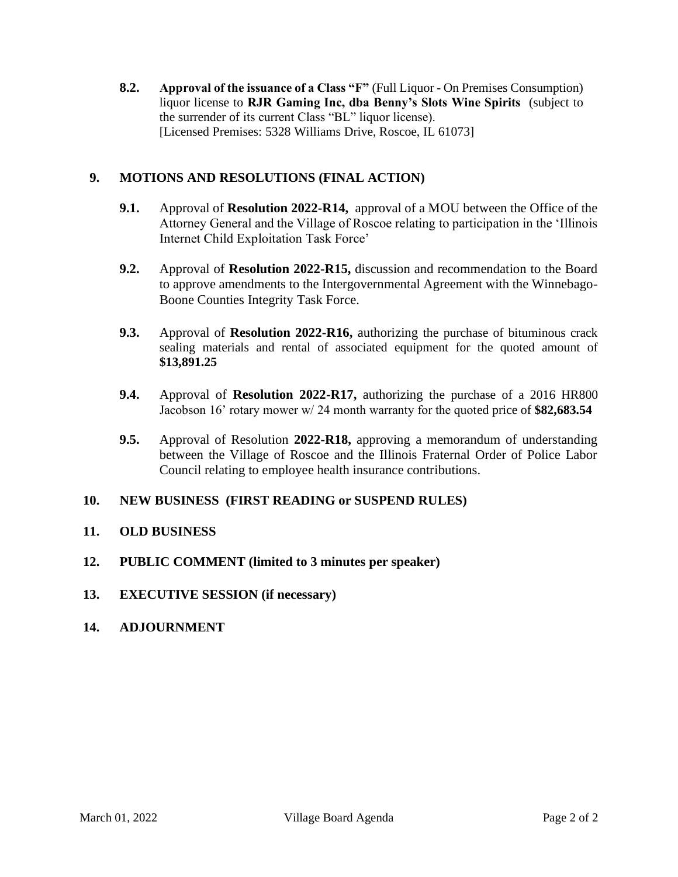**8.2.** **Approval of the issuance of a Class "F"** (Full Liquor - On Premises Consumption) liquor license to **RJR Gaming Inc, dba Benny's Slots Wine Spirits** (subject to the surrender of its current Class "BL" liquor license).
[Licensed Premises: 5328 Williams Drive, Roscoe, IL 61073]

## 9. MOTIONS AND RESOLUTIONS (FINAL ACTION)

**9.1.** Approval of **Resolution 2022-R14,** approval of a MOU between the Office of the Attorney General and the Village of Roscoe relating to participation in the 'Illinois Internet Child Exploitation Task Force'

**9.2.** Approval of **Resolution 2022-R15,** discussion and recommendation to the Board to approve amendments to the Intergovernmental Agreement with the Winnebago-Boone Counties Integrity Task Force.

**9.3.** Approval of **Resolution 2022-R16,** authorizing the purchase of bituminous crack sealing materials and rental of associated equipment for the quoted amount of **$13,891.25**

**9.4.** Approval of **Resolution 2022-R17,** authorizing the purchase of a 2016 HR800 Jacobson 16' rotary mower w/ 24 month warranty for the quoted price of **$82,683.54**

**9.5.** Approval of Resolution **2022-R18,** approving a memorandum of understanding between the Village of Roscoe and the Illinois Fraternal Order of Police Labor Council relating to employee health insurance contributions.

## 10. NEW BUSINESS (FIRST READING or SUSPEND RULES)

## 11. OLD BUSINESS

## 12. PUBLIC COMMENT (limited to 3 minutes per speaker)

## 13. EXECUTIVE SESSION (if necessary)

## 14. ADJOURNMENT